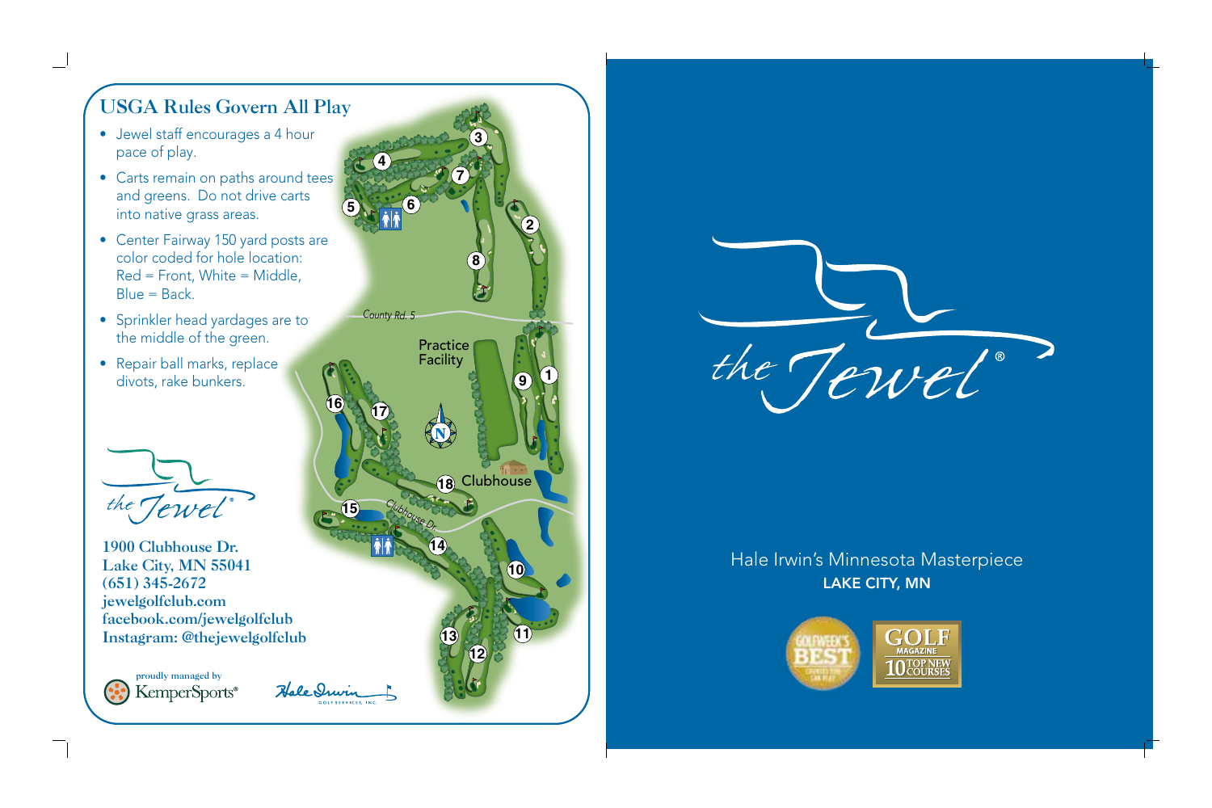## USGA Rules Govern All Play

- Jewel staff encourages a 4 hour pace of play.
- Carts remain on paths around tees and greens. Do not drive carts into native grass areas.
- Center Fairway 150 yard posts are color coded for hole location: Red = Front, White = Middle, Blue = Back.
- Sprinkler head yardages are to the middle of the green.
- Repair ball marks, replace divots, rake bunkers.

the Jewel®

**1900 Clubhouse Dr.**
**Lake City, MN 55041**
**(651) 345-2672**
**jewelgolfclub.com**
**facebook.com/jewelgolfclub**
**Instagram: @thejewelgolfclub**

proudly managed by KemperSports®

Hale Irwin Golf Services, Inc.

County Rd. 5

Practice Facility

Clubhouse

Clubhouse Dr.

1 2 3 4 5 6 7 8 9 10 11 12 13 14 15 16 17 18

N

the Jewel®

Hale Irwin's Minnesota Masterpiece

**LAKE CITY, MN**

Golfweek's Best

GOLF MAGAZINE 10 TOP NEW COURSES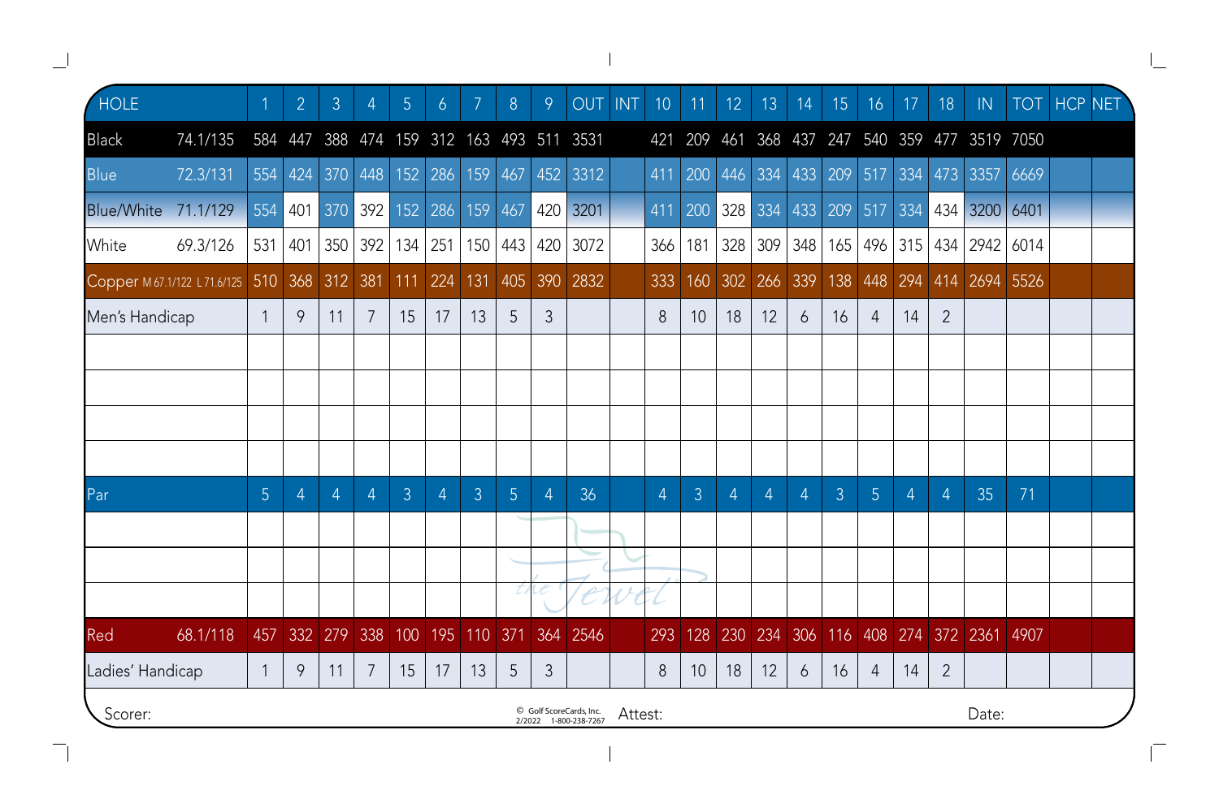| HOLE | | 1 | 2 | 3 | 4 | 5 | 6 | 7 | 8 | 9 | OUT | INT | 10 | 11 | 12 | 13 | 14 | 15 | 16 | 17 | 18 | IN | TOT | HCP | NET |
|---|---|---|---|---|---|---|---|---|---|---|---|---|---|---|---|---|---|---|---|---|---|---|---|---|---|
| Black | 74.1/135 | 584 | 447 | 388 | 474 | 159 | 312 | 163 | 493 | 511 | 3531 | | 421 | 209 | 461 | 368 | 437 | 247 | 540 | 359 | 477 | 3519 | 7050 | | |
| Blue | 72.3/131 | 554 | 424 | 370 | 448 | 152 | 286 | 159 | 467 | 452 | 3312 | | 411 | 200 | 446 | 334 | 433 | 209 | 517 | 334 | 473 | 3357 | 6669 | | |
| Blue/White | 71.1/129 | 554 | 401 | 370 | 392 | 152 | 286 | 159 | 467 | 420 | 3201 | | 411 | 200 | 328 | 334 | 433 | 209 | 517 | 334 | 434 | 3200 | 6401 | | |
| White | 69.3/126 | 531 | 401 | 350 | 392 | 134 | 251 | 150 | 443 | 420 | 3072 | | 366 | 181 | 328 | 309 | 348 | 165 | 496 | 315 | 434 | 2942 | 6014 | | |
| Copper | M 67.1/122 L 71.6/125 | 510 | 368 | 312 | 381 | 111 | 224 | 131 | 405 | 390 | 2832 | | 333 | 160 | 302 | 266 | 339 | 138 | 448 | 294 | 414 | 2694 | 5526 | | |
| Men's Handicap | | 1 | 9 | 11 | 7 | 15 | 17 | 13 | 5 | 3 | | | 8 | 10 | 18 | 12 | 6 | 16 | 4 | 14 | 2 | | | | |
| | | | | | | | | | | | | | | | | | | | | | | | | | |
| | | | | | | | | | | | | | | | | | | | | | | | | | |
| | | | | | | | | | | | | | | | | | | | | | | | | | |
| | | | | | | | | | | | | | | | | | | | | | | | | | |
| Par | | 5 | 4 | 4 | 4 | 3 | 4 | 3 | 5 | 4 | 36 | | 4 | 3 | 4 | 4 | 4 | 3 | 5 | 4 | 4 | 35 | 71 | | |
| | | | | | | | | | | | | | | | | | | | | | | | | | |
| | | | | | | | | | | | | | | | | | | | | | | | | | |
| | | | | | | | | | | | | | | | | | | | | | | | | | |
| Red | 68.1/118 | 457 | 332 | 279 | 338 | 100 | 195 | 110 | 371 | 364 | 2546 | | 293 | 128 | 230 | 234 | 306 | 116 | 408 | 274 | 372 | 2361 | 4907 | | |
| Ladies' Handicap | | 1 | 9 | 11 | 7 | 15 | 17 | 13 | 5 | 3 | | | 8 | 10 | 18 | 12 | 6 | 16 | 4 | 14 | 2 | | | | |

the Jewel

Scorer:

© Golf ScoreCards, Inc. 2/2022 1-800-238-7267

Attest:

Date: